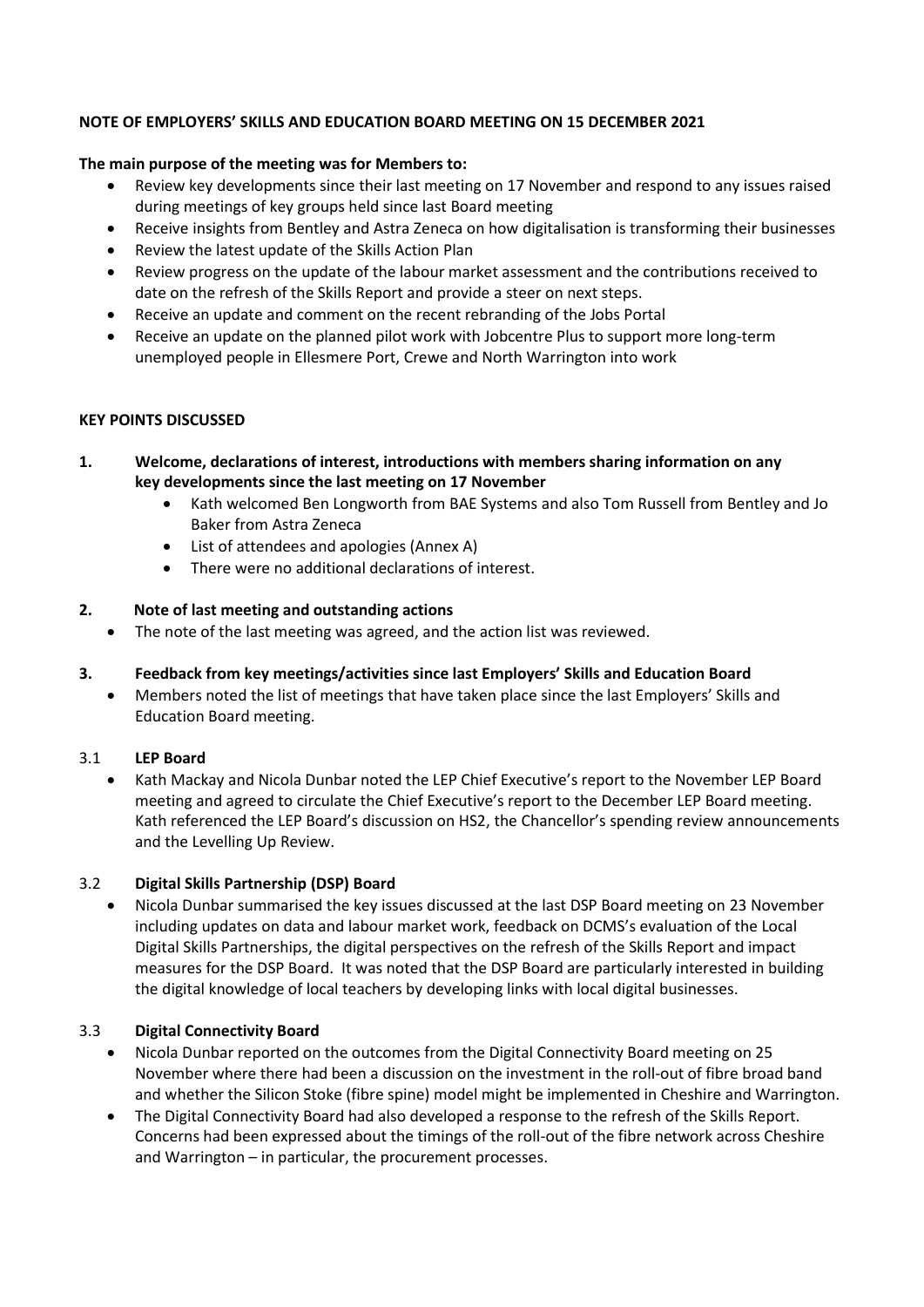**NOTE OF EMPLOYERS' SKILLS AND EDUCATION BOARD MEETING ON 15 DECEMBER 2021**

**The main purpose of the meeting was for Members to:**

- Review key developments since their last meeting on 17 November and respond to any issues raised during meetings of key groups held since last Board meeting
- Receive insights from Bentley and Astra Zeneca on how digitalisation is transforming their businesses
- Review the latest update of the Skills Action Plan
- Review progress on the update of the labour market assessment and the contributions received to date on the refresh of the Skills Report and provide a steer on next steps.
- Receive an update and comment on the recent rebranding of the Jobs Portal
- Receive an update on the planned pilot work with Jobcentre Plus to support more long-term unemployed people in Ellesmere Port, Crewe and North Warrington into work

**KEY POINTS DISCUSSED**

**1. Welcome, declarations of interest, introductions with members sharing information on any key developments since the last meeting on 17 November**

- Kath welcomed Ben Longworth from BAE Systems and also Tom Russell from Bentley and Jo Baker from Astra Zeneca
- List of attendees and apologies (Annex A)
- There were no additional declarations of interest.

**2. Note of last meeting and outstanding actions**

- The note of the last meeting was agreed, and the action list was reviewed.

**3. Feedback from key meetings/activities since last Employers' Skills and Education Board**

- Members noted the list of meetings that have taken place since the last Employers' Skills and Education Board meeting.

3.1 **LEP Board**

- Kath Mackay and Nicola Dunbar noted the LEP Chief Executive's report to the November LEP Board meeting and agreed to circulate the Chief Executive's report to the December LEP Board meeting. Kath referenced the LEP Board's discussion on HS2, the Chancellor's spending review announcements and the Levelling Up Review.

3.2 **Digital Skills Partnership (DSP) Board**

- Nicola Dunbar summarised the key issues discussed at the last DSP Board meeting on 23 November including updates on data and labour market work, feedback on DCMS's evaluation of the Local Digital Skills Partnerships, the digital perspectives on the refresh of the Skills Report and impact measures for the DSP Board. It was noted that the DSP Board are particularly interested in building the digital knowledge of local teachers by developing links with local digital businesses.

3.3 **Digital Connectivity Board**

- Nicola Dunbar reported on the outcomes from the Digital Connectivity Board meeting on 25 November where there had been a discussion on the investment in the roll-out of fibre broad band and whether the Silicon Stoke (fibre spine) model might be implemented in Cheshire and Warrington.
- The Digital Connectivity Board had also developed a response to the refresh of the Skills Report. Concerns had been expressed about the timings of the roll-out of the fibre network across Cheshire and Warrington – in particular, the procurement processes.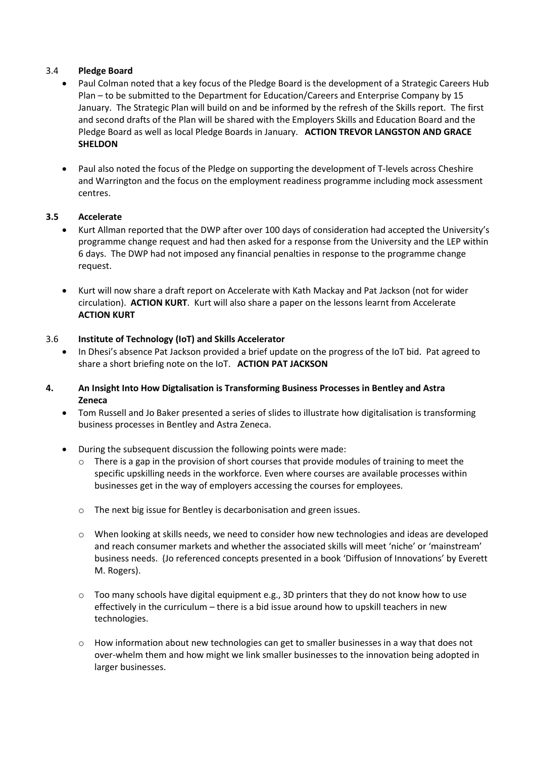### 3.4 **Pledge Board**

- Paul Colman noted that a key focus of the Pledge Board is the development of a Strategic Careers Hub Plan – to be submitted to the Department for Education/Careers and Enterprise Company by 15 January. The Strategic Plan will build on and be informed by the refresh of the Skills report. The first and second drafts of the Plan will be shared with the Employers Skills and Education Board and the Pledge Board as well as local Pledge Boards in January. **ACTION TREVOR LANGSTON AND GRACE SHELDON**

- Paul also noted the focus of the Pledge on supporting the development of T-levels across Cheshire and Warrington and the focus on the employment readiness programme including mock assessment centres.

### **3.5 Accelerate**

- Kurt Allman reported that the DWP after over 100 days of consideration had accepted the University's programme change request and had then asked for a response from the University and the LEP within 6 days. The DWP had not imposed any financial penalties in response to the programme change request.

- Kurt will now share a draft report on Accelerate with Kath Mackay and Pat Jackson (not for wider circulation). **ACTION KURT**. Kurt will also share a paper on the lessons learnt from Accelerate **ACTION KURT**

### 3.6 **Institute of Technology (IoT) and Skills Accelerator**

- In Dhesi's absence Pat Jackson provided a brief update on the progress of the IoT bid. Pat agreed to share a short briefing note on the IoT. **ACTION PAT JACKSON**

## **4. An Insight Into How Digtalisation is Transforming Business Processes in Bentley and Astra Zeneca**

- Tom Russell and Jo Baker presented a series of slides to illustrate how digitalisation is transforming business processes in Bentley and Astra Zeneca.

- During the subsequent discussion the following points were made:
  - There is a gap in the provision of short courses that provide modules of training to meet the specific upskilling needs in the workforce. Even where courses are available processes within businesses get in the way of employers accessing the courses for employees.

  - The next big issue for Bentley is decarbonisation and green issues.

  - When looking at skills needs, we need to consider how new technologies and ideas are developed and reach consumer markets and whether the associated skills will meet 'niche' or 'mainstream' business needs. (Jo referenced concepts presented in a book 'Diffusion of Innovations' by Everett M. Rogers).

  - Too many schools have digital equipment e.g., 3D printers that they do not know how to use effectively in the curriculum – there is a bid issue around how to upskill teachers in new technologies.

  - How information about new technologies can get to smaller businesses in a way that does not over-whelm them and how might we link smaller businesses to the innovation being adopted in larger businesses.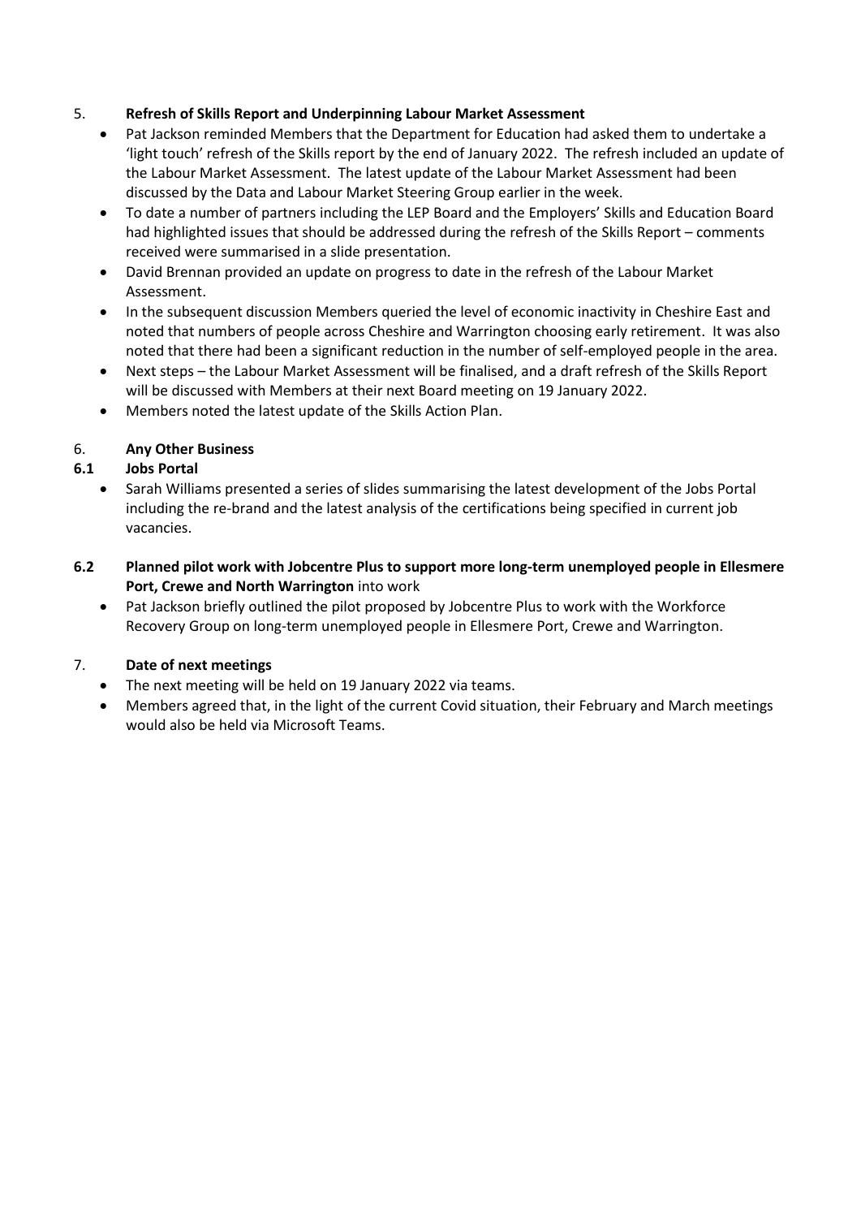## 5. Refresh of Skills Report and Underpinning Labour Market Assessment

- Pat Jackson reminded Members that the Department for Education had asked them to undertake a 'light touch' refresh of the Skills report by the end of January 2022. The refresh included an update of the Labour Market Assessment. The latest update of the Labour Market Assessment had been discussed by the Data and Labour Market Steering Group earlier in the week.
- To date a number of partners including the LEP Board and the Employers' Skills and Education Board had highlighted issues that should be addressed during the refresh of the Skills Report – comments received were summarised in a slide presentation.
- David Brennan provided an update on progress to date in the refresh of the Labour Market Assessment.
- In the subsequent discussion Members queried the level of economic inactivity in Cheshire East and noted that numbers of people across Cheshire and Warrington choosing early retirement. It was also noted that there had been a significant reduction in the number of self-employed people in the area.
- Next steps – the Labour Market Assessment will be finalised, and a draft refresh of the Skills Report will be discussed with Members at their next Board meeting on 19 January 2022.
- Members noted the latest update of the Skills Action Plan.

## 6. Any Other Business

### 6.1 Jobs Portal

- Sarah Williams presented a series of slides summarising the latest development of the Jobs Portal including the re-brand and the latest analysis of the certifications being specified in current job vacancies.

### 6.2 Planned pilot work with Jobcentre Plus to support more long-term unemployed people in Ellesmere Port, Crewe and North Warrington into work

- Pat Jackson briefly outlined the pilot proposed by Jobcentre Plus to work with the Workforce Recovery Group on long-term unemployed people in Ellesmere Port, Crewe and Warrington.

## 7. Date of next meetings

- The next meeting will be held on 19 January 2022 via teams.
- Members agreed that, in the light of the current Covid situation, their February and March meetings would also be held via Microsoft Teams.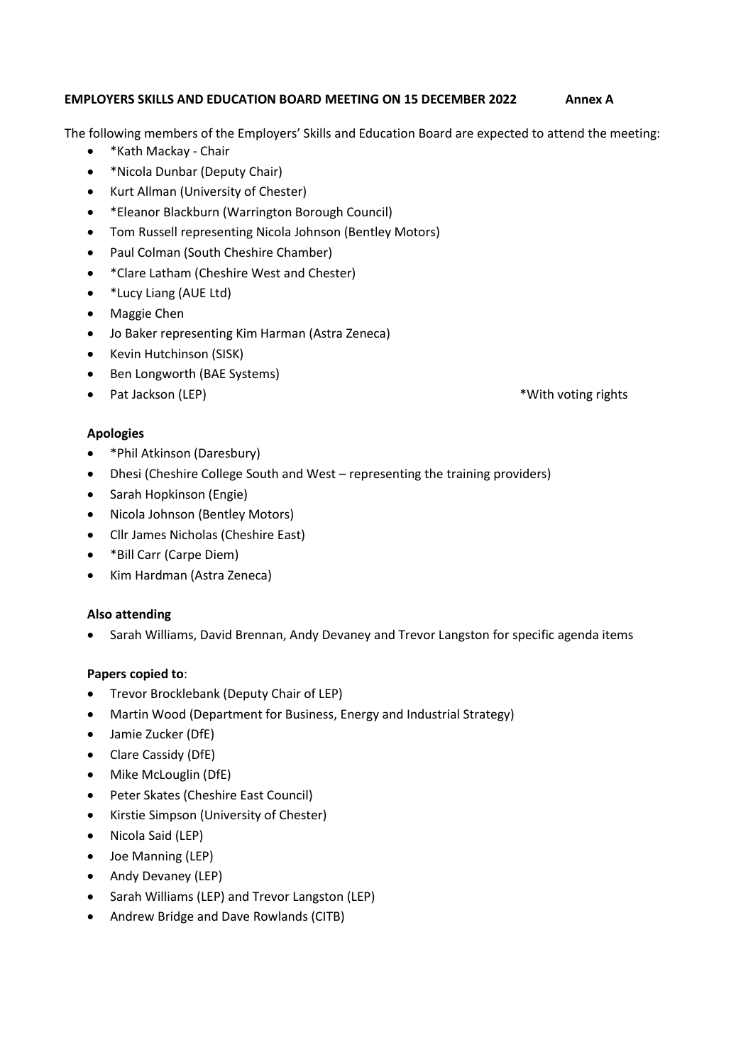**EMPLOYERS SKILLS AND EDUCATION BOARD MEETING ON 15 DECEMBER 2022 Annex A**

The following members of the Employers' Skills and Education Board are expected to attend the meeting:

- *Kath Mackay - Chair
- *Nicola Dunbar (Deputy Chair)
- Kurt Allman (University of Chester)
- *Eleanor Blackburn (Warrington Borough Council)
- Tom Russell representing Nicola Johnson (Bentley Motors)
- Paul Colman (South Cheshire Chamber)
- *Clare Latham (Cheshire West and Chester)
- *Lucy Liang (AUE Ltd)
- Maggie Chen
- Jo Baker representing Kim Harman (Astra Zeneca)
- Kevin Hutchinson (SISK)
- Ben Longworth (BAE Systems)
- Pat Jackson (LEP)

*With voting rights

**Apologies**

- *Phil Atkinson (Daresbury)
- Dhesi (Cheshire College South and West – representing the training providers)
- Sarah Hopkinson (Engie)
- Nicola Johnson (Bentley Motors)
- Cllr James Nicholas (Cheshire East)
- *Bill Carr (Carpe Diem)
- Kim Hardman (Astra Zeneca)

**Also attending**

- Sarah Williams, David Brennan, Andy Devaney and Trevor Langston for specific agenda items

**Papers copied to**:

- Trevor Brocklebank (Deputy Chair of LEP)
- Martin Wood (Department for Business, Energy and Industrial Strategy)
- Jamie Zucker (DfE)
- Clare Cassidy (DfE)
- Mike McLouglin (DfE)
- Peter Skates (Cheshire East Council)
- Kirstie Simpson (University of Chester)
- Nicola Said (LEP)
- Joe Manning (LEP)
- Andy Devaney (LEP)
- Sarah Williams (LEP) and Trevor Langston (LEP)
- Andrew Bridge and Dave Rowlands (CITB)